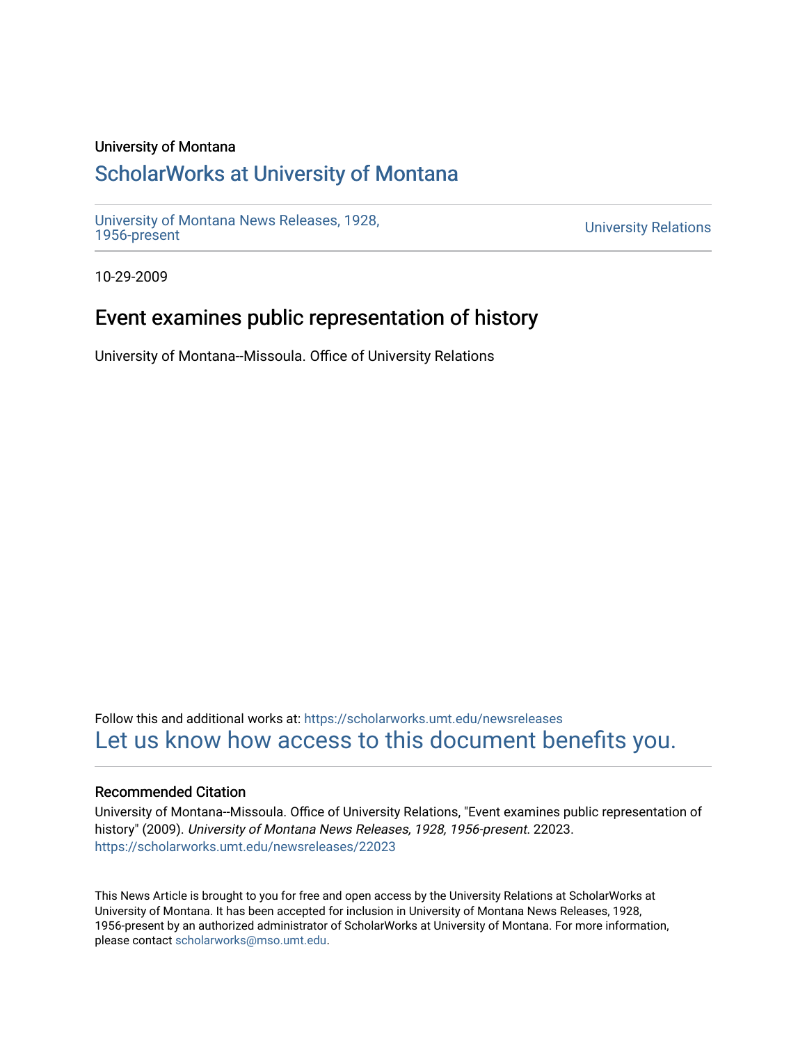University of Montana

# ScholarWorks at University of Montana

University of Montana News Releases, 1928, 1956-present

University Relations

10-29-2009

## Event examines public representation of history

University of Montana--Missoula. Office of University Relations

Follow this and additional works at: https://scholarworks.umt.edu/newsreleases

Let us know how access to this document benefits you.

### Recommended Citation

University of Montana--Missoula. Office of University Relations, "Event examines public representation of history" (2009). *University of Montana News Releases, 1928, 1956-present*. 22023.
https://scholarworks.umt.edu/newsreleases/22023

This News Article is brought to you for free and open access by the University Relations at ScholarWorks at University of Montana. It has been accepted for inclusion in University of Montana News Releases, 1928, 1956-present by an authorized administrator of ScholarWorks at University of Montana. For more information, please contact scholarworks@mso.umt.edu.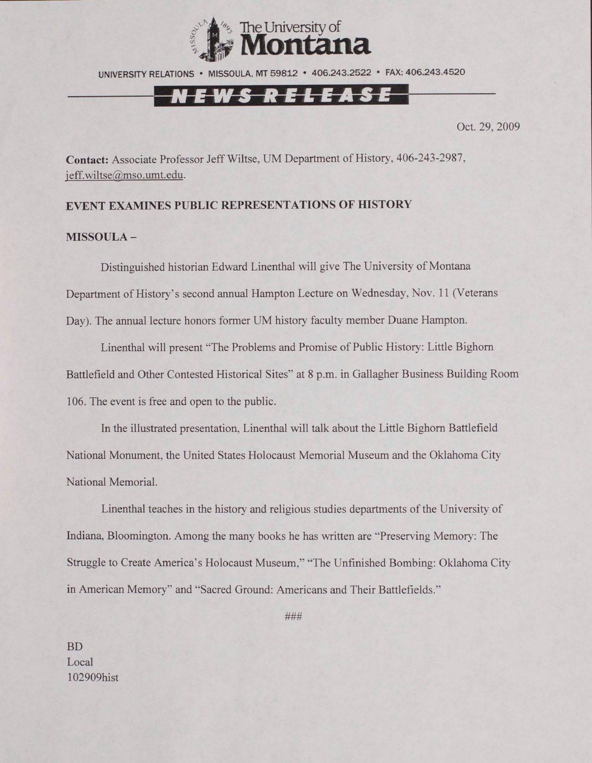The University of Montana

UNIVERSITY RELATIONS • MISSOULA, MT 59812 • 406.243.2522 • FAX: 406.243.4520

NEWS RELEASE

Oct. 29, 2009

**Contact:** Associate Professor Jeff Wiltse, UM Department of History, 406-243-2987, jeff.wiltse@mso.umt.edu.

**EVENT EXAMINES PUBLIC REPRESENTATIONS OF HISTORY**

**MISSOULA –**

Distinguished historian Edward Linenthal will give The University of Montana Department of History's second annual Hampton Lecture on Wednesday, Nov. 11 (Veterans Day). The annual lecture honors former UM history faculty member Duane Hampton.

Linenthal will present "The Problems and Promise of Public History: Little Bighorn Battlefield and Other Contested Historical Sites" at 8 p.m. in Gallagher Business Building Room 106. The event is free and open to the public.

In the illustrated presentation, Linenthal will talk about the Little Bighorn Battlefield National Monument, the United States Holocaust Memorial Museum and the Oklahoma City National Memorial.

Linenthal teaches in the history and religious studies departments of the University of Indiana, Bloomington. Among the many books he has written are "Preserving Memory: The Struggle to Create America's Holocaust Museum," "The Unfinished Bombing: Oklahoma City in American Memory" and "Sacred Ground: Americans and Their Battlefields."

###

BD
Local
102909hist